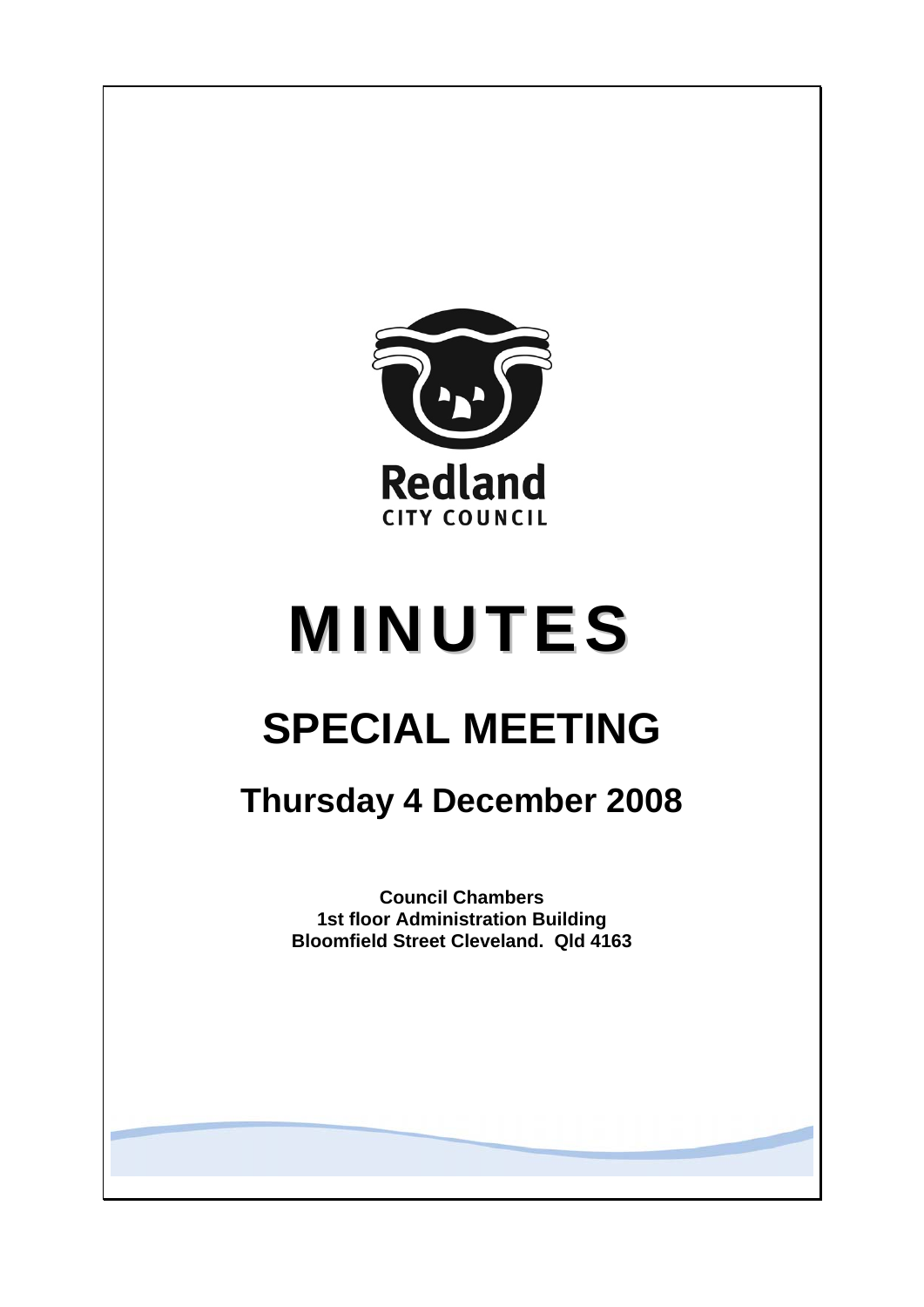Redland
CITY COUNCIL

# MINUTES

# SPECIAL MEETING

## Thursday 4 December 2008

**Council Chambers**
**1st floor Administration Building**
**Bloomfield Street Cleveland. Qld 4163**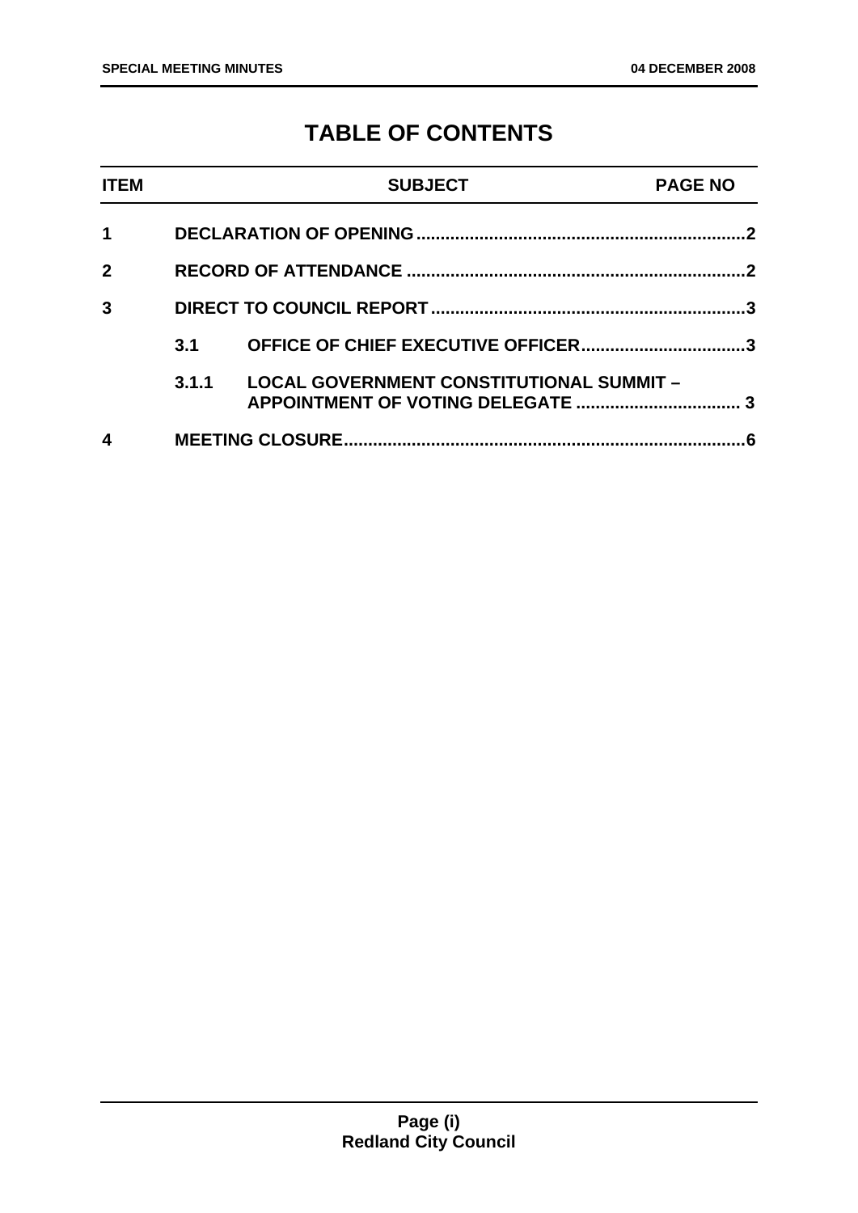# TABLE OF CONTENTS

| ITEM | | SUBJECT | PAGE NO |
|---|---|---|---|
| 1 | | DECLARATION OF OPENING | 2 |
| 2 | | RECORD OF ATTENDANCE | 2 |
| 3 | | DIRECT TO COUNCIL REPORT | 3 |
| | 3.1 | OFFICE OF CHIEF EXECUTIVE OFFICER | 3 |
| | 3.1.1 | LOCAL GOVERNMENT CONSTITUTIONAL SUMMIT – APPOINTMENT OF VOTING DELEGATE | 3 |
| 4 | | MEETING CLOSURE | 6 |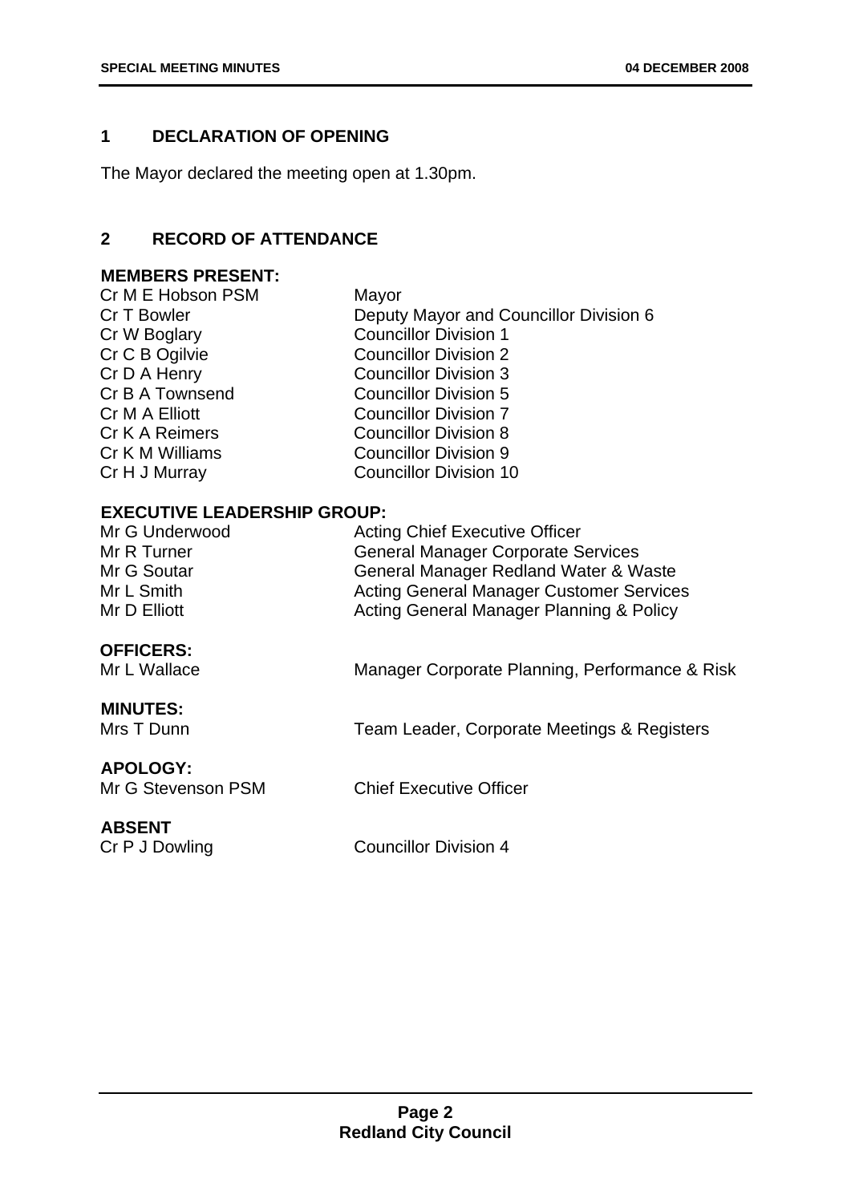## 1 DECLARATION OF OPENING

The Mayor declared the meeting open at 1.30pm.

## 2 RECORD OF ATTENDANCE

**MEMBERS PRESENT:**

| | |
|---|---|
| Cr M E Hobson PSM | Mayor |
| Cr T Bowler | Deputy Mayor and Councillor Division 6 |
| Cr W Boglary | Councillor Division 1 |
| Cr C B Ogilvie | Councillor Division 2 |
| Cr D A Henry | Councillor Division 3 |
| Cr B A Townsend | Councillor Division 5 |
| Cr M A Elliott | Councillor Division 7 |
| Cr K A Reimers | Councillor Division 8 |
| Cr K M Williams | Councillor Division 9 |
| Cr H J Murray | Councillor Division 10 |

**EXECUTIVE LEADERSHIP GROUP:**

| | |
|---|---|
| Mr G Underwood | Acting Chief Executive Officer |
| Mr R Turner | General Manager Corporate Services |
| Mr G Soutar | General Manager Redland Water & Waste |
| Mr L Smith | Acting General Manager Customer Services |
| Mr D Elliott | Acting General Manager Planning & Policy |

**OFFICERS:**

| | |
|---|---|
| Mr L Wallace | Manager Corporate Planning, Performance & Risk |

**MINUTES:**

| | |
|---|---|
| Mrs T Dunn | Team Leader, Corporate Meetings & Registers |

**APOLOGY:**

| | |
|---|---|
| Mr G Stevenson PSM | Chief Executive Officer |

**ABSENT**

| | |
|---|---|
| Cr P J Dowling | Councillor Division 4 |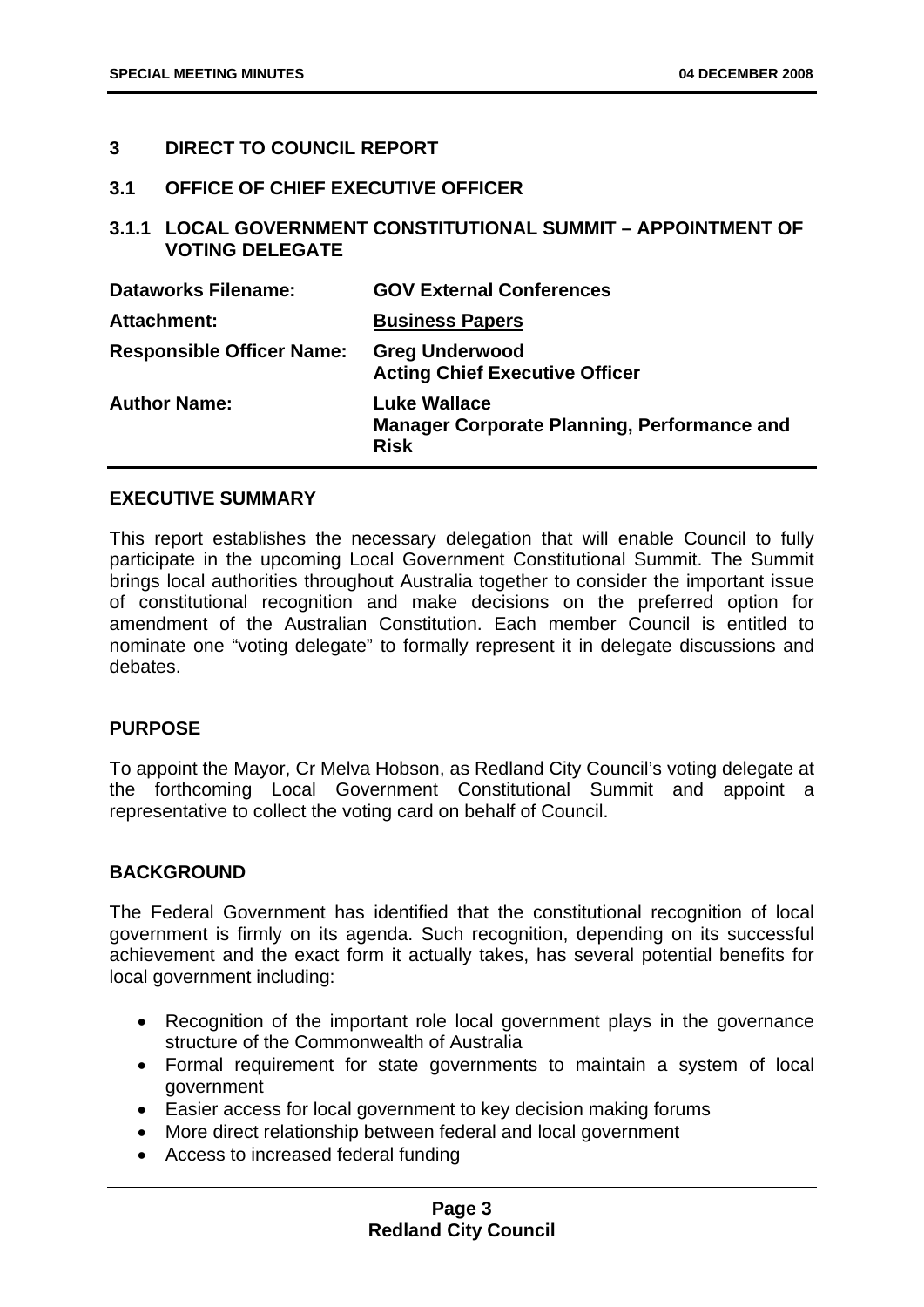## 3 DIRECT TO COUNCIL REPORT

### 3.1 OFFICE OF CHIEF EXECUTIVE OFFICER

### 3.1.1 LOCAL GOVERNMENT CONSTITUTIONAL SUMMIT – APPOINTMENT OF VOTING DELEGATE

| | |
|---|---|
| **Dataworks Filename:** | **GOV External Conferences** |
| **Attachment:** | **Business Papers** |
| **Responsible Officer Name:** | **Greg Underwood**<br>**Acting Chief Executive Officer** |
| **Author Name:** | **Luke Wallace**<br>**Manager Corporate Planning, Performance and Risk** |

**EXECUTIVE SUMMARY**

This report establishes the necessary delegation that will enable Council to fully participate in the upcoming Local Government Constitutional Summit. The Summit brings local authorities throughout Australia together to consider the important issue of constitutional recognition and make decisions on the preferred option for amendment of the Australian Constitution. Each member Council is entitled to nominate one "voting delegate" to formally represent it in delegate discussions and debates.

**PURPOSE**

To appoint the Mayor, Cr Melva Hobson, as Redland City Council's voting delegate at the forthcoming Local Government Constitutional Summit and appoint a representative to collect the voting card on behalf of Council.

**BACKGROUND**

The Federal Government has identified that the constitutional recognition of local government is firmly on its agenda. Such recognition, depending on its successful achievement and the exact form it actually takes, has several potential benefits for local government including:

- Recognition of the important role local government plays in the governance structure of the Commonwealth of Australia
- Formal requirement for state governments to maintain a system of local government
- Easier access for local government to key decision making forums
- More direct relationship between federal and local government
- Access to increased federal funding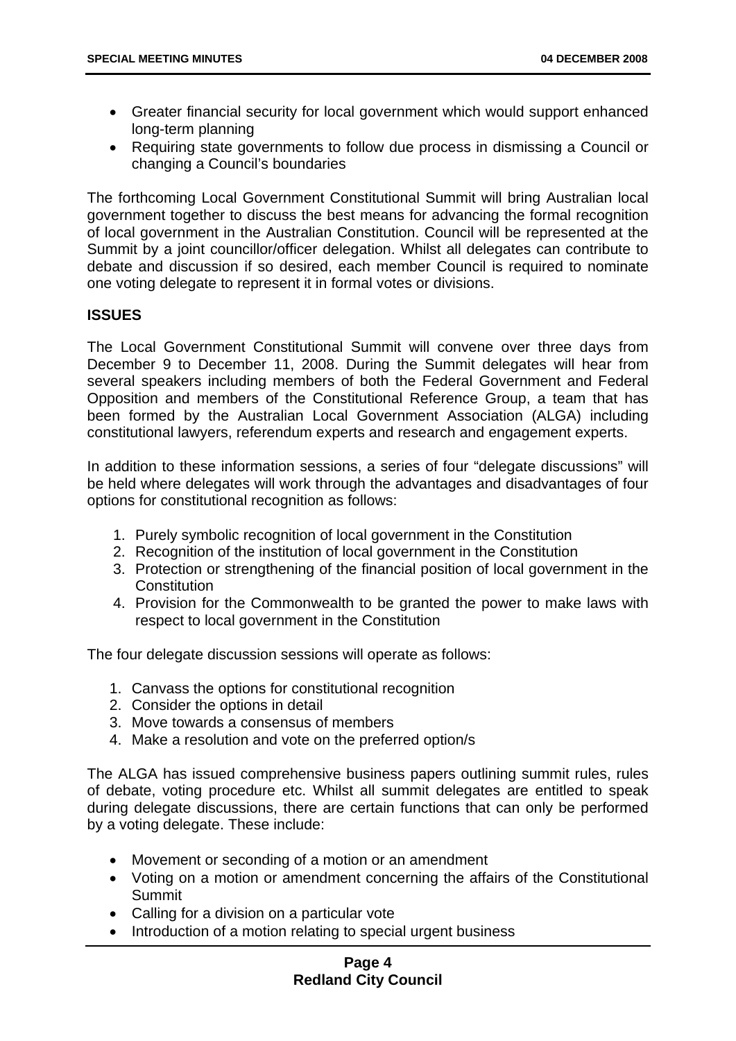- Greater financial security for local government which would support enhanced long-term planning
- Requiring state governments to follow due process in dismissing a Council or changing a Council's boundaries

The forthcoming Local Government Constitutional Summit will bring Australian local government together to discuss the best means for advancing the formal recognition of local government in the Australian Constitution. Council will be represented at the Summit by a joint councillor/officer delegation. Whilst all delegates can contribute to debate and discussion if so desired, each member Council is required to nominate one voting delegate to represent it in formal votes or divisions.

## ISSUES

The Local Government Constitutional Summit will convene over three days from December 9 to December 11, 2008. During the Summit delegates will hear from several speakers including members of both the Federal Government and Federal Opposition and members of the Constitutional Reference Group, a team that has been formed by the Australian Local Government Association (ALGA) including constitutional lawyers, referendum experts and research and engagement experts.

In addition to these information sessions, a series of four "delegate discussions" will be held where delegates will work through the advantages and disadvantages of four options for constitutional recognition as follows:

1. Purely symbolic recognition of local government in the Constitution
2. Recognition of the institution of local government in the Constitution
3. Protection or strengthening of the financial position of local government in the Constitution
4. Provision for the Commonwealth to be granted the power to make laws with respect to local government in the Constitution

The four delegate discussion sessions will operate as follows:

1. Canvass the options for constitutional recognition
2. Consider the options in detail
3. Move towards a consensus of members
4. Make a resolution and vote on the preferred option/s

The ALGA has issued comprehensive business papers outlining summit rules, rules of debate, voting procedure etc. Whilst all summit delegates are entitled to speak during delegate discussions, there are certain functions that can only be performed by a voting delegate. These include:

- Movement or seconding of a motion or an amendment
- Voting on a motion or amendment concerning the affairs of the Constitutional Summit
- Calling for a division on a particular vote
- Introduction of a motion relating to special urgent business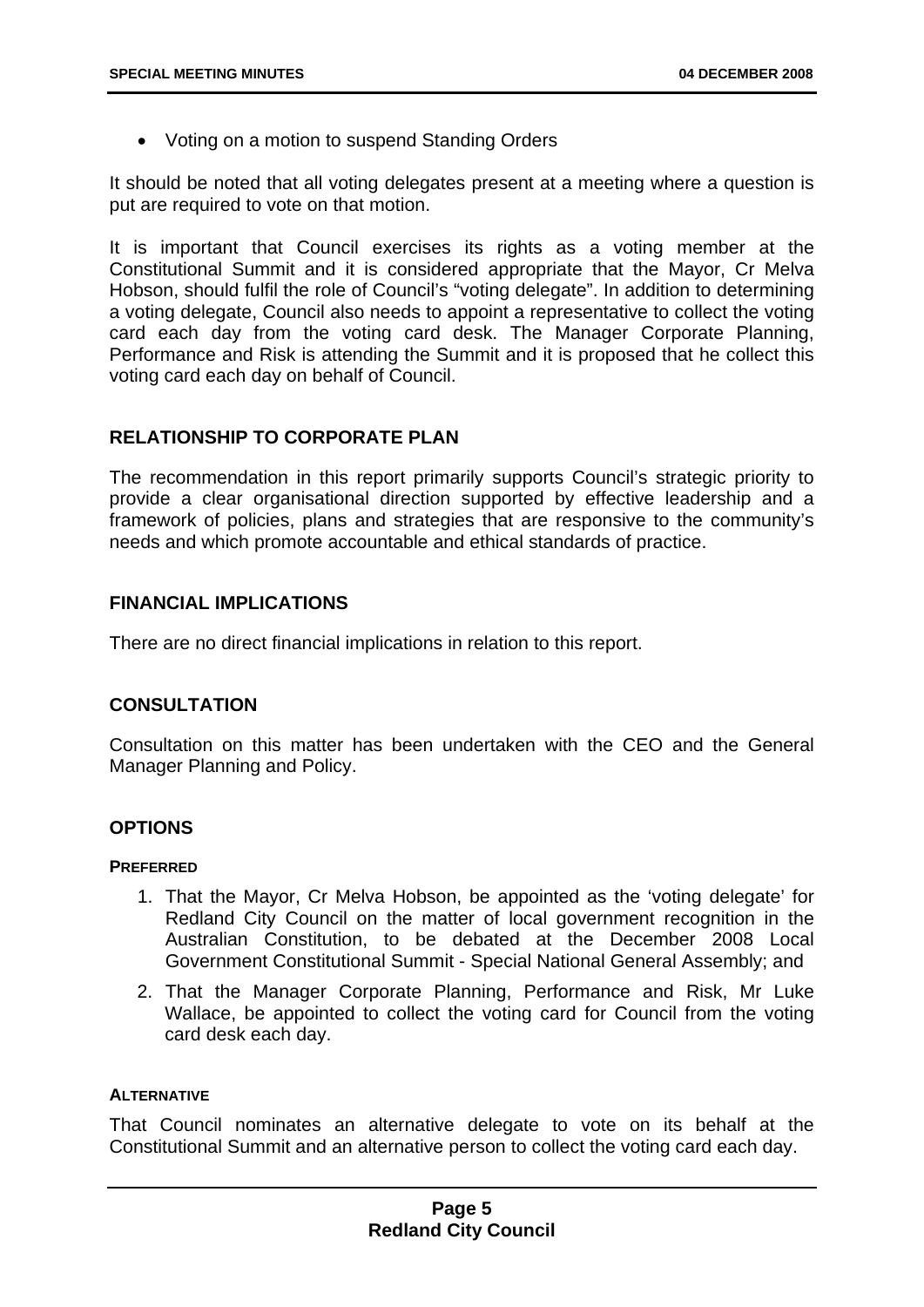- Voting on a motion to suspend Standing Orders

It should be noted that all voting delegates present at a meeting where a question is put are required to vote on that motion.

It is important that Council exercises its rights as a voting member at the Constitutional Summit and it is considered appropriate that the Mayor, Cr Melva Hobson, should fulfil the role of Council's "voting delegate". In addition to determining a voting delegate, Council also needs to appoint a representative to collect the voting card each day from the voting card desk. The Manager Corporate Planning, Performance and Risk is attending the Summit and it is proposed that he collect this voting card each day on behalf of Council.

## RELATIONSHIP TO CORPORATE PLAN

The recommendation in this report primarily supports Council's strategic priority to provide a clear organisational direction supported by effective leadership and a framework of policies, plans and strategies that are responsive to the community's needs and which promote accountable and ethical standards of practice.

## FINANCIAL IMPLICATIONS

There are no direct financial implications in relation to this report.

## CONSULTATION

Consultation on this matter has been undertaken with the CEO and the General Manager Planning and Policy.

## OPTIONS

### PREFERRED

1. That the Mayor, Cr Melva Hobson, be appointed as the 'voting delegate' for Redland City Council on the matter of local government recognition in the Australian Constitution, to be debated at the December 2008 Local Government Constitutional Summit - Special National General Assembly; and
2. That the Manager Corporate Planning, Performance and Risk, Mr Luke Wallace, be appointed to collect the voting card for Council from the voting card desk each day.

### ALTERNATIVE

That Council nominates an alternative delegate to vote on its behalf at the Constitutional Summit and an alternative person to collect the voting card each day.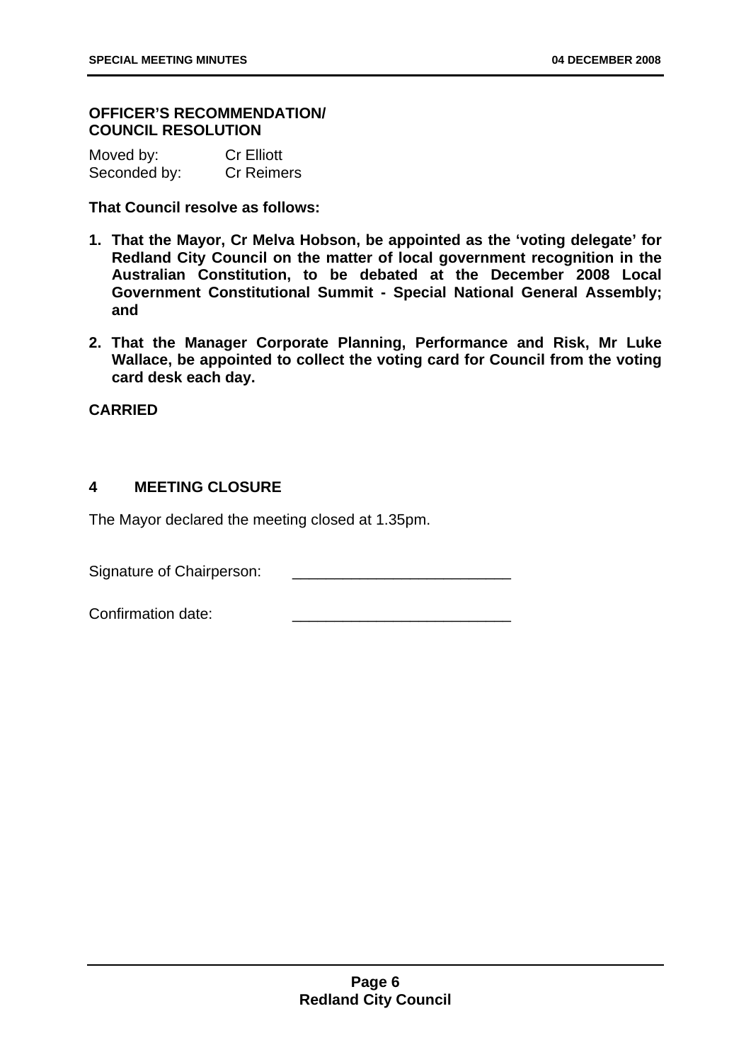**OFFICER'S RECOMMENDATION/ COUNCIL RESOLUTION**

Moved by: Cr Elliott
Seconded by: Cr Reimers

**That Council resolve as follows:**

1. **That the Mayor, Cr Melva Hobson, be appointed as the 'voting delegate' for Redland City Council on the matter of local government recognition in the Australian Constitution, to be debated at the December 2008 Local Government Constitutional Summit - Special National General Assembly; and**

2. **That the Manager Corporate Planning, Performance and Risk, Mr Luke Wallace, be appointed to collect the voting card for Council from the voting card desk each day.**

**CARRIED**

## 4 MEETING CLOSURE

The Mayor declared the meeting closed at 1.35pm.

Signature of Chairperson: __________________________

Confirmation date: __________________________